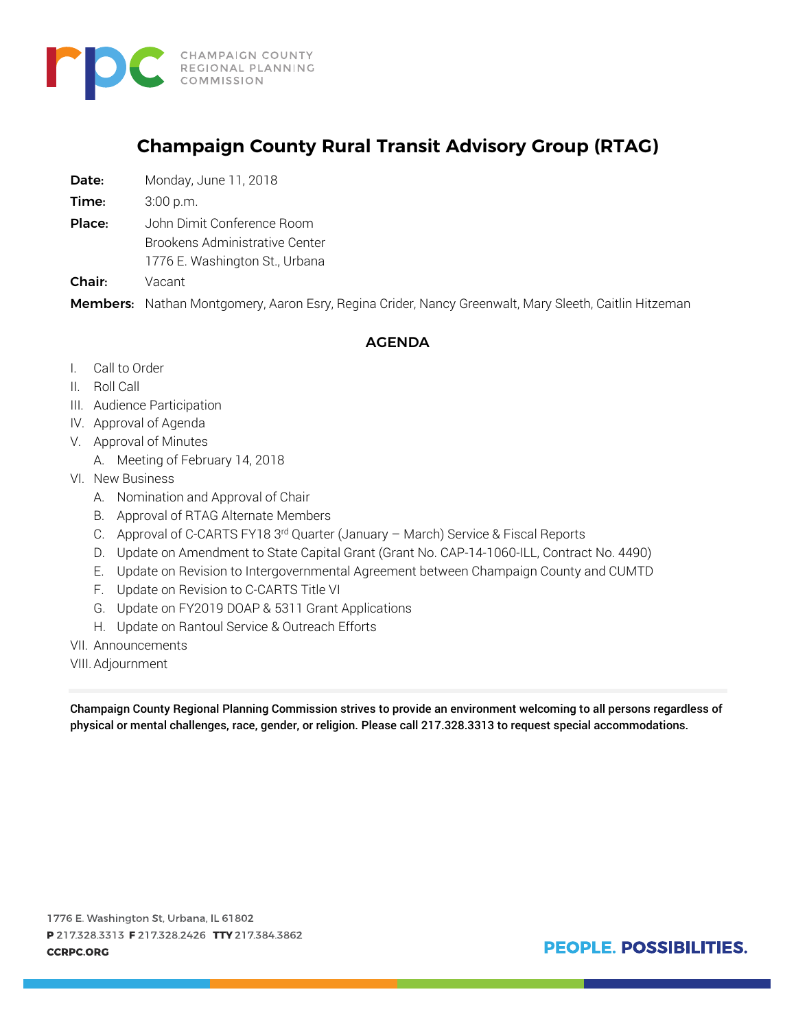CHAMPAIGN COUNTY
REGIONAL PLANNING
COMMISSION

# Champaign County Rural Transit Advisory Group (RTAG)

**Date:** Monday, June 11, 2018

**Time:** 3:00 p.m.

**Place:** John Dimit Conference Room
Brookens Administrative Center
1776 E. Washington St., Urbana

**Chair:** Vacant

**Members:** Nathan Montgomery, Aaron Esry, Regina Crider, Nancy Greenwalt, Mary Sleeth, Caitlin Hitzeman

## AGENDA

I. Call to Order

II. Roll Call

III. Audience Participation

IV. Approval of Agenda

V. Approval of Minutes
   A. Meeting of February 14, 2018

VI. New Business
   A. Nomination and Approval of Chair
   B. Approval of RTAG Alternate Members
   C. Approval of C-CARTS FY18 3rd Quarter (January – March) Service & Fiscal Reports
   D. Update on Amendment to State Capital Grant (Grant No. CAP-14-1060-ILL, Contract No. 4490)
   E. Update on Revision to Intergovernmental Agreement between Champaign County and CUMTD
   F. Update on Revision to C-CARTS Title VI
   G. Update on FY2019 DOAP & 5311 Grant Applications
   H. Update on Rantoul Service & Outreach Efforts

VII. Announcements

VIII. Adjournment

**Champaign County Regional Planning Commission strives to provide an environment welcoming to all persons regardless of physical or mental challenges, race, gender, or religion. Please call 217.328.3313 to request special accommodations.**

1776 E. Washington St, Urbana, IL 61802
**P** 217.328.3313 **F** 217.328.2426 **TTY** 217.384.3862
**CCRPC.ORG**

**PEOPLE. POSSIBILITIES.**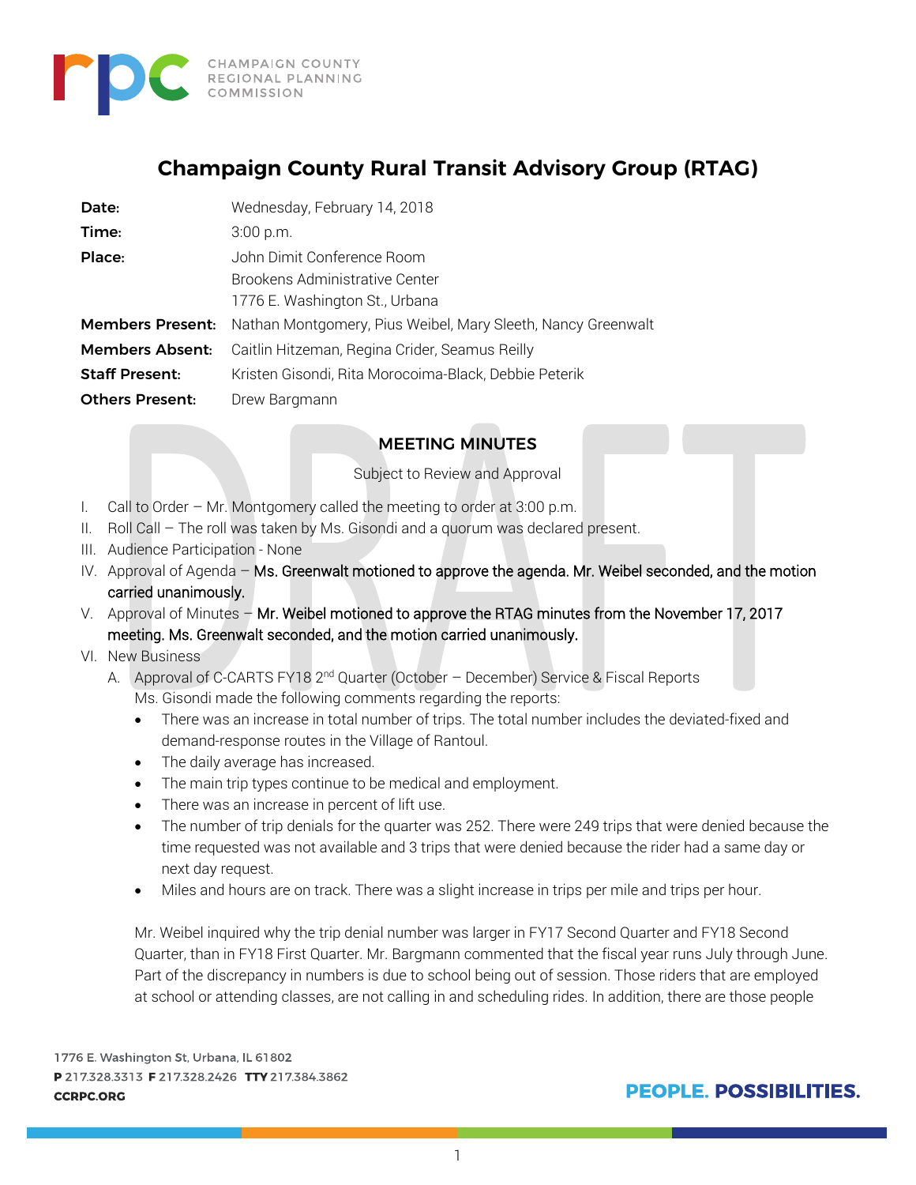# Champaign County Rural Transit Advisory Group (RTAG)

| | |
|---|---|
| **Date:** | Wednesday, February 14, 2018 |
| **Time:** | 3:00 p.m. |
| **Place:** | John Dimit Conference Room<br>Brookens Administrative Center<br>1776 E. Washington St., Urbana |
| **Members Present:** | Nathan Montgomery, Pius Weibel, Mary Sleeth, Nancy Greenwalt |
| **Members Absent:** | Caitlin Hitzeman, Regina Crider, Seamus Reilly |
| **Staff Present:** | Kristen Gisondi, Rita Morocoima-Black, Debbie Peterik |
| **Others Present:** | Drew Bargmann |

## MEETING MINUTES

Subject to Review and Approval

I. Call to Order – Mr. Montgomery called the meeting to order at 3:00 p.m.

II. Roll Call – The roll was taken by Ms. Gisondi and a quorum was declared present.

III. Audience Participation - None

IV. Approval of Agenda – Ms. Greenwalt motioned to approve the agenda. Mr. Weibel seconded, and the motion carried unanimously.

V. Approval of Minutes – Mr. Weibel motioned to approve the RTAG minutes from the November 17, 2017 meeting. Ms. Greenwalt seconded, and the motion carried unanimously.

VI. New Business

A. Approval of C-CARTS FY18 2nd Quarter (October – December) Service & Fiscal Reports

Ms. Gisondi made the following comments regarding the reports:

- There was an increase in total number of trips. The total number includes the deviated-fixed and demand-response routes in the Village of Rantoul.
- The daily average has increased.
- The main trip types continue to be medical and employment.
- There was an increase in percent of lift use.
- The number of trip denials for the quarter was 252. There were 249 trips that were denied because the time requested was not available and 3 trips that were denied because the rider had a same day or next day request.
- Miles and hours are on track. There was a slight increase in trips per mile and trips per hour.

Mr. Weibel inquired why the trip denial number was larger in FY17 Second Quarter and FY18 Second Quarter, than in FY18 First Quarter. Mr. Bargmann commented that the fiscal year runs July through June. Part of the discrepancy in numbers is due to school being out of session. Those riders that are employed at school or attending classes, are not calling in and scheduling rides. In addition, there are those people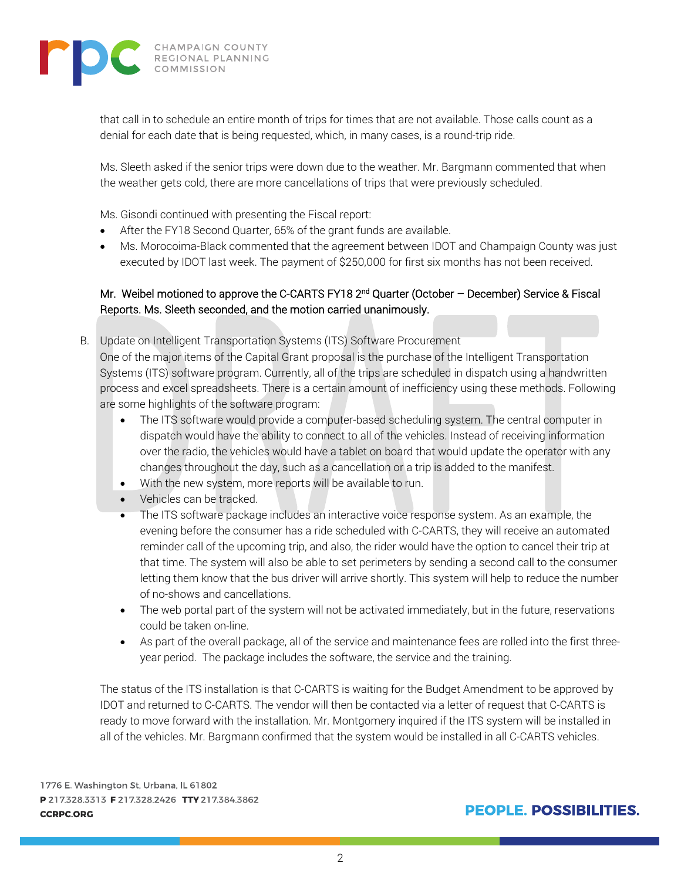that call in to schedule an entire month of trips for times that are not available. Those calls count as a denial for each date that is being requested, which, in many cases, is a round-trip ride.

Ms. Sleeth asked if the senior trips were down due to the weather. Mr. Bargmann commented that when the weather gets cold, there are more cancellations of trips that were previously scheduled.

Ms. Gisondi continued with presenting the Fiscal report:

- After the FY18 Second Quarter, 65% of the grant funds are available.
- Ms. Morocoima-Black commented that the agreement between IDOT and Champaign County was just executed by IDOT last week. The payment of $250,000 for first six months has not been received.

Mr. Weibel motioned to approve the C-CARTS FY18 2nd Quarter (October – December) Service & Fiscal Reports. Ms. Sleeth seconded, and the motion carried unanimously.

B. Update on Intelligent Transportation Systems (ITS) Software Procurement

One of the major items of the Capital Grant proposal is the purchase of the Intelligent Transportation Systems (ITS) software program. Currently, all of the trips are scheduled in dispatch using a handwritten process and excel spreadsheets. There is a certain amount of inefficiency using these methods. Following are some highlights of the software program:

- The ITS software would provide a computer-based scheduling system. The central computer in dispatch would have the ability to connect to all of the vehicles. Instead of receiving information over the radio, the vehicles would have a tablet on board that would update the operator with any changes throughout the day, such as a cancellation or a trip is added to the manifest.
- With the new system, more reports will be available to run.
- Vehicles can be tracked.
- The ITS software package includes an interactive voice response system. As an example, the evening before the consumer has a ride scheduled with C-CARTS, they will receive an automated reminder call of the upcoming trip, and also, the rider would have the option to cancel their trip at that time. The system will also be able to set perimeters by sending a second call to the consumer letting them know that the bus driver will arrive shortly. This system will help to reduce the number of no-shows and cancellations.
- The web portal part of the system will not be activated immediately, but in the future, reservations could be taken on-line.
- As part of the overall package, all of the service and maintenance fees are rolled into the first three-year period. The package includes the software, the service and the training.

The status of the ITS installation is that C-CARTS is waiting for the Budget Amendment to be approved by IDOT and returned to C-CARTS. The vendor will then be contacted via a letter of request that C-CARTS is ready to move forward with the installation. Mr. Montgomery inquired if the ITS system will be installed in all of the vehicles. Mr. Bargmann confirmed that the system would be installed in all C-CARTS vehicles.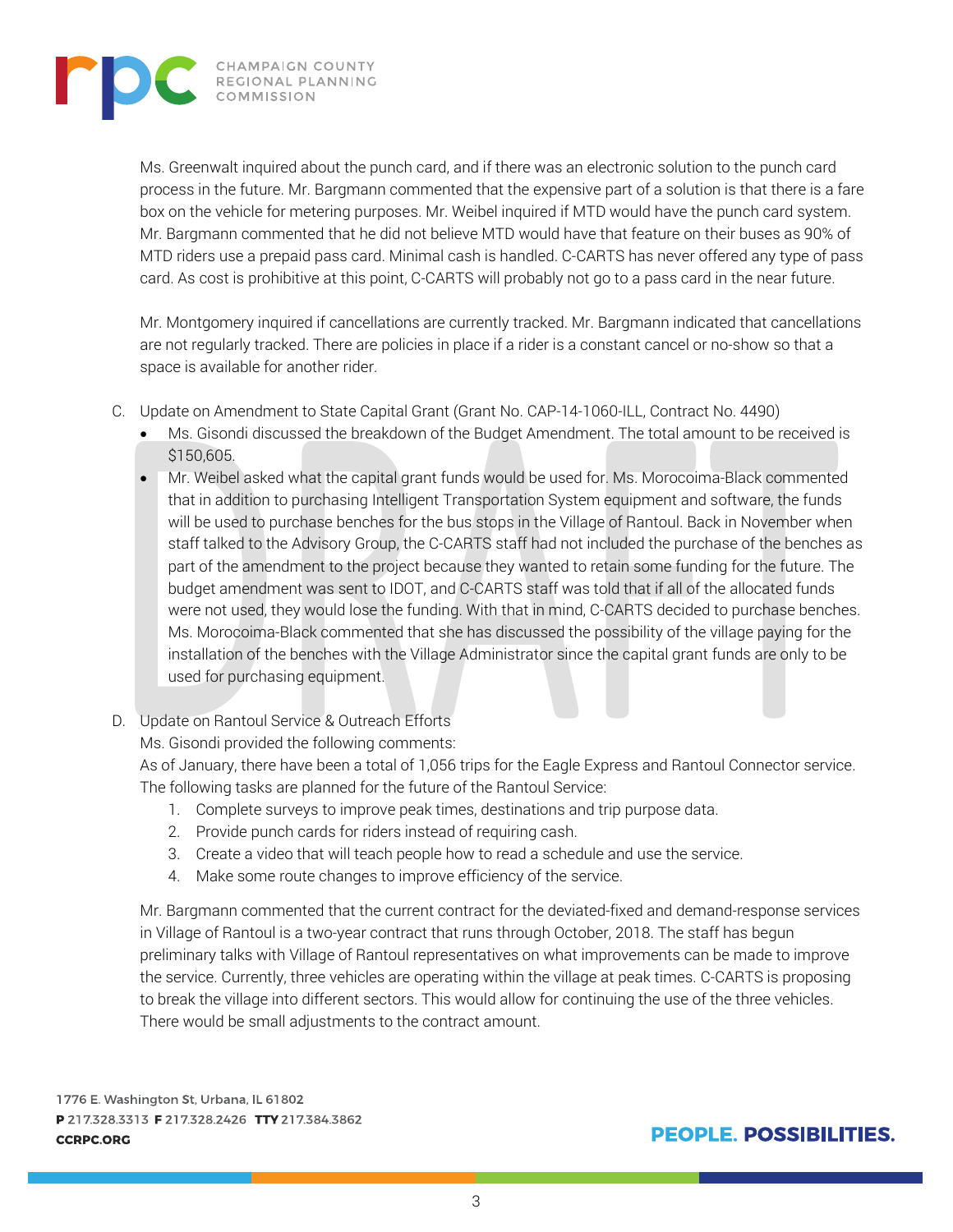Ms. Greenwalt inquired about the punch card, and if there was an electronic solution to the punch card process in the future. Mr. Bargmann commented that the expensive part of a solution is that there is a fare box on the vehicle for metering purposes. Mr. Weibel inquired if MTD would have the punch card system. Mr. Bargmann commented that he did not believe MTD would have that feature on their buses as 90% of MTD riders use a prepaid pass card. Minimal cash is handled. C-CARTS has never offered any type of pass card. As cost is prohibitive at this point, C-CARTS will probably not go to a pass card in the near future.

Mr. Montgomery inquired if cancellations are currently tracked. Mr. Bargmann indicated that cancellations are not regularly tracked. There are policies in place if a rider is a constant cancel or no-show so that a space is available for another rider.

C. Update on Amendment to State Capital Grant (Grant No. CAP-14-1060-ILL, Contract No. 4490)
   - Ms. Gisondi discussed the breakdown of the Budget Amendment. The total amount to be received is $150,605.
   - Mr. Weibel asked what the capital grant funds would be used for. Ms. Morocoima-Black commented that in addition to purchasing Intelligent Transportation System equipment and software, the funds will be used to purchase benches for the bus stops in the Village of Rantoul. Back in November when staff talked to the Advisory Group, the C-CARTS staff had not included the purchase of the benches as part of the amendment to the project because they wanted to retain some funding for the future. The budget amendment was sent to IDOT, and C-CARTS staff was told that if all of the allocated funds were not used, they would lose the funding. With that in mind, C-CARTS decided to purchase benches. Ms. Morocoima-Black commented that she has discussed the possibility of the village paying for the installation of the benches with the Village Administrator since the capital grant funds are only to be used for purchasing equipment.

D. Update on Rantoul Service & Outreach Efforts
   Ms. Gisondi provided the following comments:
   As of January, there have been a total of 1,056 trips for the Eagle Express and Rantoul Connector service. The following tasks are planned for the future of the Rantoul Service:
   1. Complete surveys to improve peak times, destinations and trip purpose data.
   2. Provide punch cards for riders instead of requiring cash.
   3. Create a video that will teach people how to read a schedule and use the service.
   4. Make some route changes to improve efficiency of the service.

   Mr. Bargmann commented that the current contract for the deviated-fixed and demand-response services in Village of Rantoul is a two-year contract that runs through October, 2018. The staff has begun preliminary talks with Village of Rantoul representatives on what improvements can be made to improve the service. Currently, three vehicles are operating within the village at peak times. C-CARTS is proposing to break the village into different sectors. This would allow for continuing the use of the three vehicles. There would be small adjustments to the contract amount.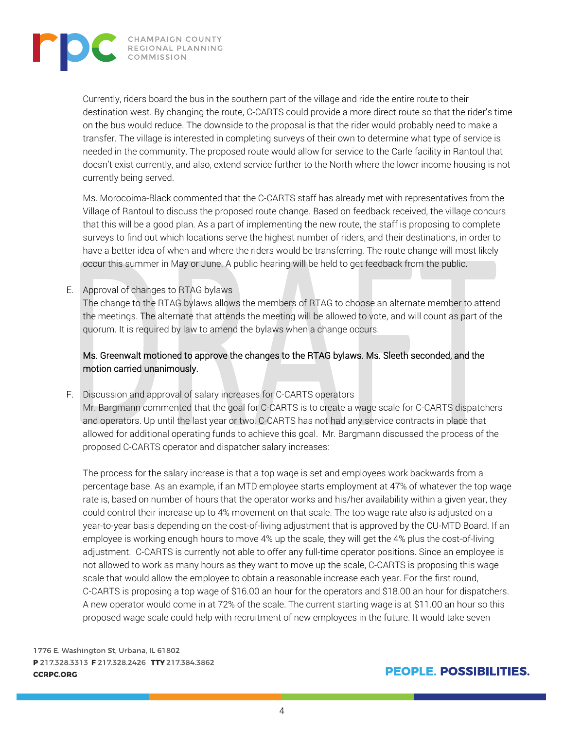Currently, riders board the bus in the southern part of the village and ride the entire route to their destination west. By changing the route, C-CARTS could provide a more direct route so that the rider's time on the bus would reduce. The downside to the proposal is that the rider would probably need to make a transfer. The village is interested in completing surveys of their own to determine what type of service is needed in the community. The proposed route would allow for service to the Carle facility in Rantoul that doesn't exist currently, and also, extend service further to the North where the lower income housing is not currently being served.

Ms. Morocoima-Black commented that the C-CARTS staff has already met with representatives from the Village of Rantoul to discuss the proposed route change. Based on feedback received, the village concurs that this will be a good plan. As a part of implementing the new route, the staff is proposing to complete surveys to find out which locations serve the highest number of riders, and their destinations, in order to have a better idea of when and where the riders would be transferring. The route change will most likely occur this summer in May or June. A public hearing will be held to get feedback from the public.

E. Approval of changes to RTAG bylaws
The change to the RTAG bylaws allows the members of RTAG to choose an alternate member to attend the meetings. The alternate that attends the meeting will be allowed to vote, and will count as part of the quorum. It is required by law to amend the bylaws when a change occurs.

Ms. Greenwalt motioned to approve the changes to the RTAG bylaws. Ms. Sleeth seconded, and the motion carried unanimously.

F. Discussion and approval of salary increases for C-CARTS operators
Mr. Bargmann commented that the goal for C-CARTS is to create a wage scale for C-CARTS dispatchers and operators. Up until the last year or two, C-CARTS has not had any service contracts in place that allowed for additional operating funds to achieve this goal. Mr. Bargmann discussed the process of the proposed C-CARTS operator and dispatcher salary increases:

The process for the salary increase is that a top wage is set and employees work backwards from a percentage base. As an example, if an MTD employee starts employment at 47% of whatever the top wage rate is, based on number of hours that the operator works and his/her availability within a given year, they could control their increase up to 4% movement on that scale. The top wage rate also is adjusted on a year-to-year basis depending on the cost-of-living adjustment that is approved by the CU-MTD Board. If an employee is working enough hours to move 4% up the scale, they will get the 4% plus the cost-of-living adjustment. C-CARTS is currently not able to offer any full-time operator positions. Since an employee is not allowed to work as many hours as they want to move up the scale, C-CARTS is proposing this wage scale that would allow the employee to obtain a reasonable increase each year. For the first round, C-CARTS is proposing a top wage of $16.00 an hour for the operators and $18.00 an hour for dispatchers. A new operator would come in at 72% of the scale. The current starting wage is at $11.00 an hour so this proposed wage scale could help with recruitment of new employees in the future. It would take seven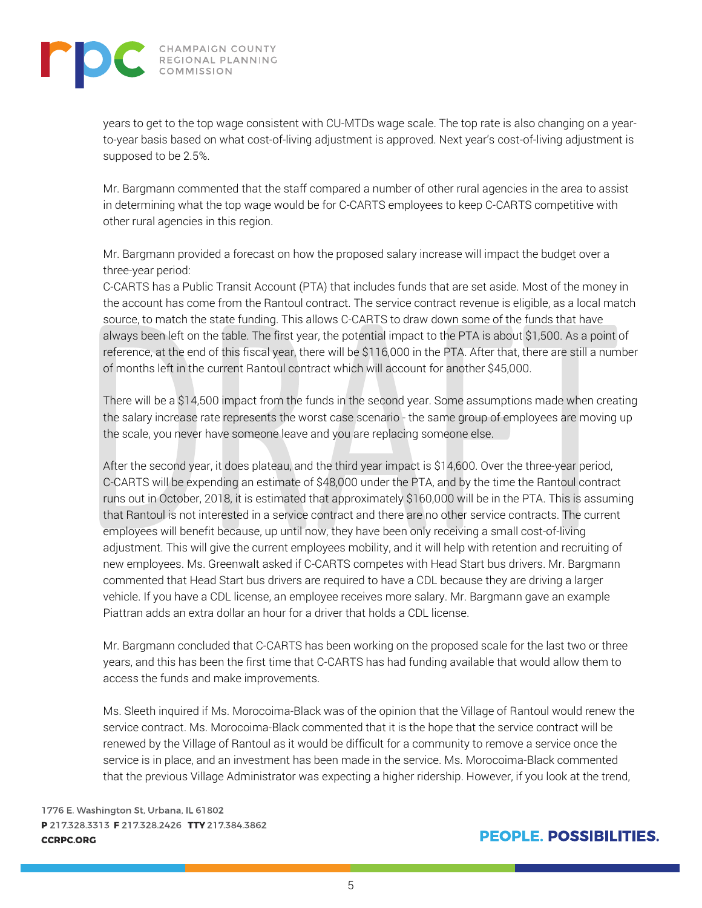years to get to the top wage consistent with CU-MTDs wage scale. The top rate is also changing on a year-to-year basis based on what cost-of-living adjustment is approved. Next year's cost-of-living adjustment is supposed to be 2.5%.

Mr. Bargmann commented that the staff compared a number of other rural agencies in the area to assist in determining what the top wage would be for C-CARTS employees to keep C-CARTS competitive with other rural agencies in this region.

Mr. Bargmann provided a forecast on how the proposed salary increase will impact the budget over a three-year period:
C-CARTS has a Public Transit Account (PTA) that includes funds that are set aside. Most of the money in the account has come from the Rantoul contract. The service contract revenue is eligible, as a local match source, to match the state funding. This allows C-CARTS to draw down some of the funds that have always been left on the table. The first year, the potential impact to the PTA is about $1,500. As a point of reference, at the end of this fiscal year, there will be $116,000 in the PTA. After that, there are still a number of months left in the current Rantoul contract which will account for another $45,000.

There will be a $14,500 impact from the funds in the second year. Some assumptions made when creating the salary increase rate represents the worst case scenario - the same group of employees are moving up the scale, you never have someone leave and you are replacing someone else.

After the second year, it does plateau, and the third year impact is $14,600. Over the three-year period, C-CARTS will be expending an estimate of $48,000 under the PTA, and by the time the Rantoul contract runs out in October, 2018, it is estimated that approximately $160,000 will be in the PTA. This is assuming that Rantoul is not interested in a service contract and there are no other service contracts. The current employees will benefit because, up until now, they have been only receiving a small cost-of-living adjustment. This will give the current employees mobility, and it will help with retention and recruiting of new employees. Ms. Greenwalt asked if C-CARTS competes with Head Start bus drivers. Mr. Bargmann commented that Head Start bus drivers are required to have a CDL because they are driving a larger vehicle. If you have a CDL license, an employee receives more salary. Mr. Bargmann gave an example Piattran adds an extra dollar an hour for a driver that holds a CDL license.

Mr. Bargmann concluded that C-CARTS has been working on the proposed scale for the last two or three years, and this has been the first time that C-CARTS has had funding available that would allow them to access the funds and make improvements.

Ms. Sleeth inquired if Ms. Morocoima-Black was of the opinion that the Village of Rantoul would renew the service contract. Ms. Morocoima-Black commented that it is the hope that the service contract will be renewed by the Village of Rantoul as it would be difficult for a community to remove a service once the service is in place, and an investment has been made in the service. Ms. Morocoima-Black commented that the previous Village Administrator was expecting a higher ridership. However, if you look at the trend,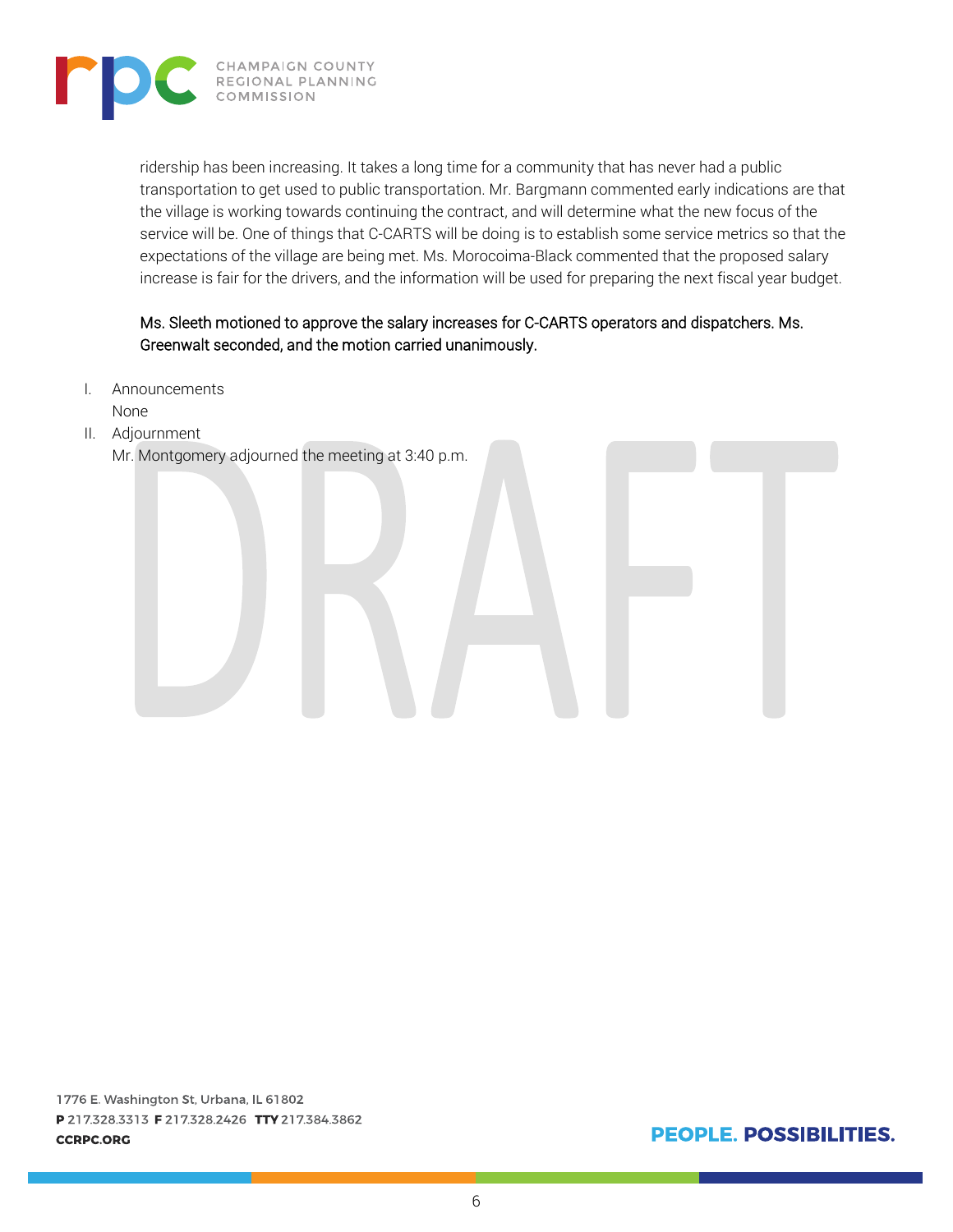ridership has been increasing. It takes a long time for a community that has never had a public transportation to get used to public transportation. Mr. Bargmann commented early indications are that the village is working towards continuing the contract, and will determine what the new focus of the service will be. One of things that C-CARTS will be doing is to establish some service metrics so that the expectations of the village are being met. Ms. Morocoima-Black commented that the proposed salary increase is fair for the drivers, and the information will be used for preparing the next fiscal year budget.

Ms. Sleeth motioned to approve the salary increases for C-CARTS operators and dispatchers. Ms. Greenwalt seconded, and the motion carried unanimously.

I. Announcements
None

II. Adjournment
Mr. Montgomery adjourned the meeting at 3:40 p.m.